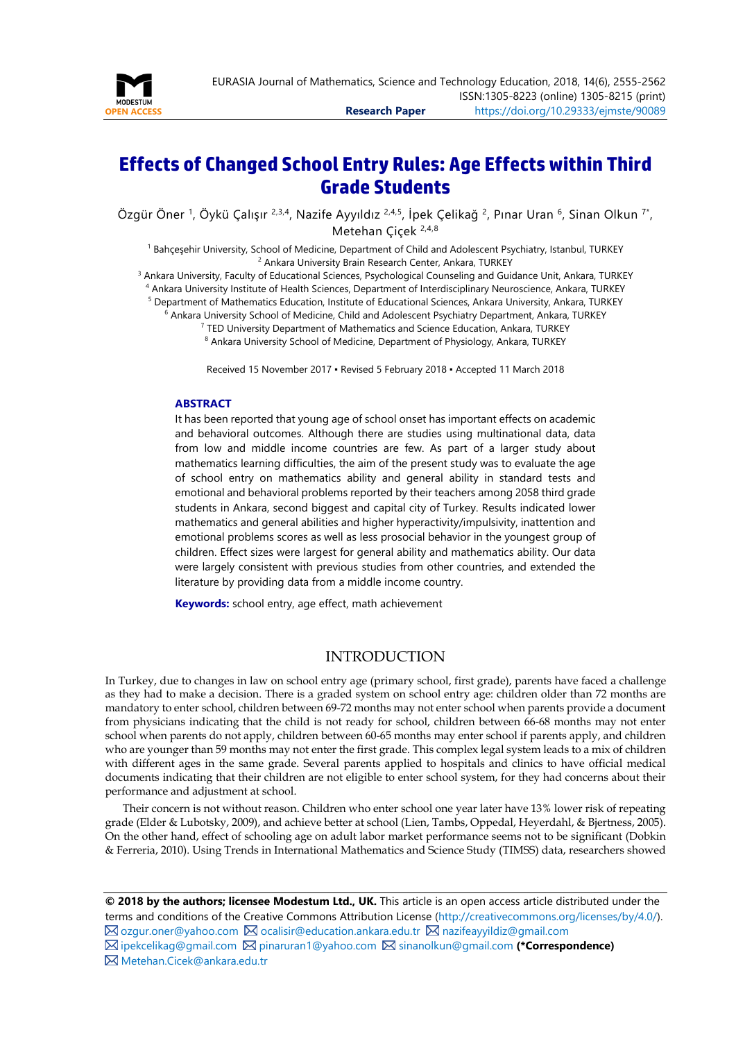# Effects of Changed School Entry Rules: Age Effects within Third Grade Students

Özgür Öner [1], Öykü Çalışır [2,3,4], Nazife Ayyıldız [2,4,5], İpek Çelikağ [2], Pınar Uran [6], Sinan Olkun [7*], Metehan Çiçek [2,4,8]

[1] Bahçeşehir University, School of Medicine, Department of Child and Adolescent Psychiatry, Istanbul, TURKEY
[2] Ankara University Brain Research Center, Ankara, TURKEY
[3] Ankara University, Faculty of Educational Sciences, Psychological Counseling and Guidance Unit, Ankara, TURKEY
[4] Ankara University Institute of Health Sciences, Department of Interdisciplinary Neuroscience, Ankara, TURKEY
[5] Department of Mathematics Education, Institute of Educational Sciences, Ankara University, Ankara, TURKEY
[6] Ankara University School of Medicine, Child and Adolescent Psychiatry Department, Ankara, TURKEY
[7] TED University Department of Mathematics and Science Education, Ankara, TURKEY
[8] Ankara University School of Medicine, Department of Physiology, Ankara, TURKEY

Received 15 November 2017 ▪ Revised 5 February 2018 ▪ Accepted 11 March 2018

## ABSTRACT

It has been reported that young age of school onset has important effects on academic and behavioral outcomes. Although there are studies using multinational data, data from low and middle income countries are few. As part of a larger study about mathematics learning difficulties, the aim of the present study was to evaluate the age of school entry on mathematics ability and general ability in standard tests and emotional and behavioral problems reported by their teachers among 2058 third grade students in Ankara, second biggest and capital city of Turkey. Results indicated lower mathematics and general abilities and higher hyperactivity/impulsivity, inattention and emotional problems scores as well as less prosocial behavior in the youngest group of children. Effect sizes were largest for general ability and mathematics ability. Our data were largely consistent with previous studies from other countries, and extended the literature by providing data from a middle income country.

**Keywords:** school entry, age effect, math achievement

## INTRODUCTION

In Turkey, due to changes in law on school entry age (primary school, first grade), parents have faced a challenge as they had to make a decision. There is a graded system on school entry age: children older than 72 months are mandatory to enter school, children between 69-72 months may not enter school when parents provide a document from physicians indicating that the child is not ready for school, children between 66-68 months may not enter school when parents do not apply, children between 60-65 months may enter school if parents apply, and children who are younger than 59 months may not enter the first grade. This complex legal system leads to a mix of children with different ages in the same grade. Several parents applied to hospitals and clinics to have official medical documents indicating that their children are not eligible to enter school system, for they had concerns about their performance and adjustment at school.

Their concern is not without reason. Children who enter school one year later have 13% lower risk of repeating grade (Elder & Lubotsky, 2009), and achieve better at school (Lien, Tambs, Oppedal, Heyerdahl, & Bjertness, 2005). On the other hand, effect of schooling age on adult labor market performance seems not to be significant (Dobkin & Ferreria, 2010). Using Trends in International Mathematics and Science Study (TIMSS) data, researchers showed

**© 2018 by the authors; licensee Modestum Ltd., UK.** This article is an open access article distributed under the terms and conditions of the Creative Commons Attribution License (http://creativecommons.org/licenses/by/4.0/).
ozgur.oner@yahoo.com ocalisir@education.ankara.edu.tr nazifeayyildiz@gmail.com
ipekcelikag@gmail.com pinaruran1@yahoo.com sinanolkun@gmail.com **(*Correspondence)**
Metehan.Cicek@ankara.edu.tr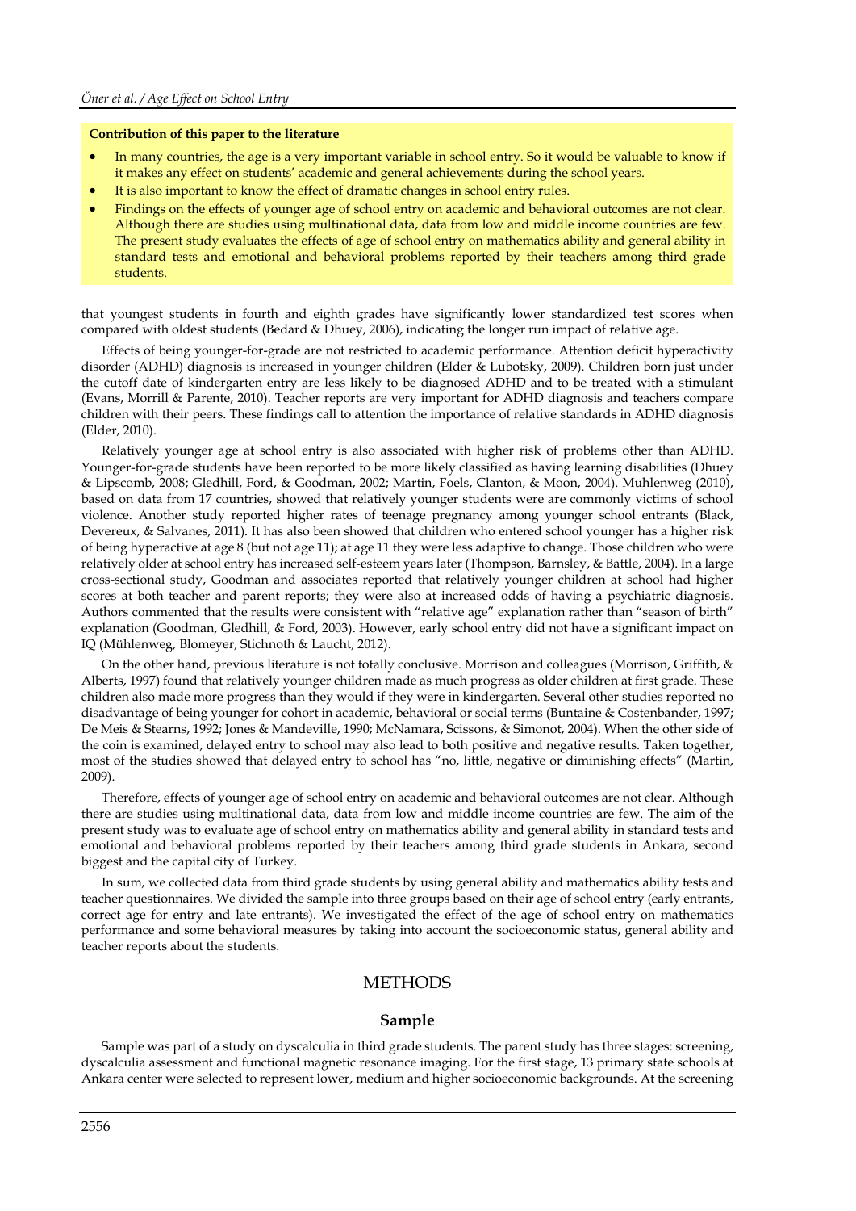**Contribution of this paper to the literature**

- In many countries, the age is a very important variable in school entry. So it would be valuable to know if it makes any effect on students' academic and general achievements during the school years.
- It is also important to know the effect of dramatic changes in school entry rules.
- Findings on the effects of younger age of school entry on academic and behavioral outcomes are not clear. Although there are studies using multinational data, data from low and middle income countries are few. The present study evaluates the effects of age of school entry on mathematics ability and general ability in standard tests and emotional and behavioral problems reported by their teachers among third grade students.

that youngest students in fourth and eighth grades have significantly lower standardized test scores when compared with oldest students (Bedard & Dhuey, 2006), indicating the longer run impact of relative age.

Effects of being younger-for-grade are not restricted to academic performance. Attention deficit hyperactivity disorder (ADHD) diagnosis is increased in younger children (Elder & Lubotsky, 2009). Children born just under the cutoff date of kindergarten entry are less likely to be diagnosed ADHD and to be treated with a stimulant (Evans, Morrill & Parente, 2010). Teacher reports are very important for ADHD diagnosis and teachers compare children with their peers. These findings call to attention the importance of relative standards in ADHD diagnosis (Elder, 2010).

Relatively younger age at school entry is also associated with higher risk of problems other than ADHD. Younger-for-grade students have been reported to be more likely classified as having learning disabilities (Dhuey & Lipscomb, 2008; Gledhill, Ford, & Goodman, 2002; Martin, Foels, Clanton, & Moon, 2004). Muhlenweg (2010), based on data from 17 countries, showed that relatively younger students were are commonly victims of school violence. Another study reported higher rates of teenage pregnancy among younger school entrants (Black, Devereux, & Salvanes, 2011). It has also been showed that children who entered school younger has a higher risk of being hyperactive at age 8 (but not age 11); at age 11 they were less adaptive to change. Those children who were relatively older at school entry has increased self-esteem years later (Thompson, Barnsley, & Battle, 2004). In a large cross-sectional study, Goodman and associates reported that relatively younger children at school had higher scores at both teacher and parent reports; they were also at increased odds of having a psychiatric diagnosis. Authors commented that the results were consistent with "relative age" explanation rather than "season of birth" explanation (Goodman, Gledhill, & Ford, 2003). However, early school entry did not have a significant impact on IQ (Mühlenweg, Blomeyer, Stichnoth & Laucht, 2012).

On the other hand, previous literature is not totally conclusive. Morrison and colleagues (Morrison, Griffith, & Alberts, 1997) found that relatively younger children made as much progress as older children at first grade. These children also made more progress than they would if they were in kindergarten. Several other studies reported no disadvantage of being younger for cohort in academic, behavioral or social terms (Buntaine & Costenbander, 1997; De Meis & Stearns, 1992; Jones & Mandeville, 1990; McNamara, Scissons, & Simonot, 2004). When the other side of the coin is examined, delayed entry to school may also lead to both positive and negative results. Taken together, most of the studies showed that delayed entry to school has "no, little, negative or diminishing effects" (Martin, 2009).

Therefore, effects of younger age of school entry on academic and behavioral outcomes are not clear. Although there are studies using multinational data, data from low and middle income countries are few. The aim of the present study was to evaluate age of school entry on mathematics ability and general ability in standard tests and emotional and behavioral problems reported by their teachers among third grade students in Ankara, second biggest and the capital city of Turkey.

In sum, we collected data from third grade students by using general ability and mathematics ability tests and teacher questionnaires. We divided the sample into three groups based on their age of school entry (early entrants, correct age for entry and late entrants). We investigated the effect of the age of school entry on mathematics performance and some behavioral measures by taking into account the socioeconomic status, general ability and teacher reports about the students.

## METHODS

### Sample

Sample was part of a study on dyscalculia in third grade students. The parent study has three stages: screening, dyscalculia assessment and functional magnetic resonance imaging. For the first stage, 13 primary state schools at Ankara center were selected to represent lower, medium and higher socioeconomic backgrounds. At the screening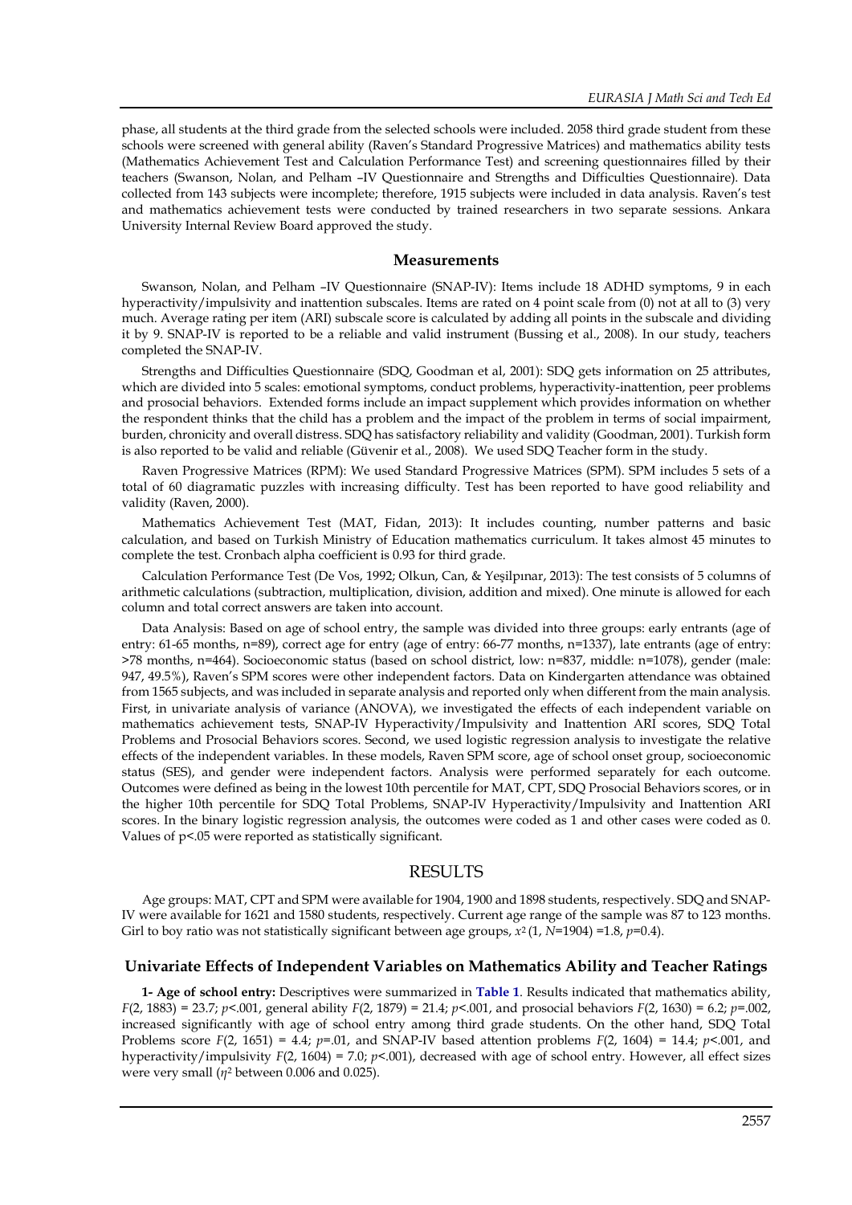phase, all students at the third grade from the selected schools were included. 2058 third grade student from these schools were screened with general ability (Raven's Standard Progressive Matrices) and mathematics ability tests (Mathematics Achievement Test and Calculation Performance Test) and screening questionnaires filled by their teachers (Swanson, Nolan, and Pelham –IV Questionnaire and Strengths and Difficulties Questionnaire). Data collected from 143 subjects were incomplete; therefore, 1915 subjects were included in data analysis. Raven's test and mathematics achievement tests were conducted by trained researchers in two separate sessions. Ankara University Internal Review Board approved the study.

## Measurements

Swanson, Nolan, and Pelham –IV Questionnaire (SNAP-IV): Items include 18 ADHD symptoms, 9 in each hyperactivity/impulsivity and inattention subscales. Items are rated on 4 point scale from (0) not at all to (3) very much. Average rating per item (ARI) subscale score is calculated by adding all points in the subscale and dividing it by 9. SNAP-IV is reported to be a reliable and valid instrument (Bussing et al., 2008). In our study, teachers completed the SNAP-IV.

Strengths and Difficulties Questionnaire (SDQ, Goodman et al, 2001): SDQ gets information on 25 attributes, which are divided into 5 scales: emotional symptoms, conduct problems, hyperactivity-inattention, peer problems and prosocial behaviors. Extended forms include an impact supplement which provides information on whether the respondent thinks that the child has a problem and the impact of the problem in terms of social impairment, burden, chronicity and overall distress. SDQ has satisfactory reliability and validity (Goodman, 2001). Turkish form is also reported to be valid and reliable (Güvenir et al., 2008). We used SDQ Teacher form in the study.

Raven Progressive Matrices (RPM): We used Standard Progressive Matrices (SPM). SPM includes 5 sets of a total of 60 diagramatic puzzles with increasing difficulty. Test has been reported to have good reliability and validity (Raven, 2000).

Mathematics Achievement Test (MAT, Fidan, 2013): It includes counting, number patterns and basic calculation, and based on Turkish Ministry of Education mathematics curriculum. It takes almost 45 minutes to complete the test. Cronbach alpha coefficient is 0.93 for third grade.

Calculation Performance Test (De Vos, 1992; Olkun, Can, & Yeşilpınar, 2013): The test consists of 5 columns of arithmetic calculations (subtraction, multiplication, division, addition and mixed). One minute is allowed for each column and total correct answers are taken into account.

Data Analysis: Based on age of school entry, the sample was divided into three groups: early entrants (age of entry: 61-65 months, n=89), correct age for entry (age of entry: 66-77 months, n=1337), late entrants (age of entry: >78 months, n=464). Socioeconomic status (based on school district, low: n=837, middle: n=1078), gender (male: 947, 49.5%), Raven's SPM scores were other independent factors. Data on Kindergarten attendance was obtained from 1565 subjects, and was included in separate analysis and reported only when different from the main analysis. First, in univariate analysis of variance (ANOVA), we investigated the effects of each independent variable on mathematics achievement tests, SNAP-IV Hyperactivity/Impulsivity and Inattention ARI scores, SDQ Total Problems and Prosocial Behaviors scores. Second, we used logistic regression analysis to investigate the relative effects of the independent variables. In these models, Raven SPM score, age of school onset group, socioeconomic status (SES), and gender were independent factors. Analysis were performed separately for each outcome. Outcomes were defined as being in the lowest 10th percentile for MAT, CPT, SDQ Prosocial Behaviors scores, or in the higher 10th percentile for SDQ Total Problems, SNAP-IV Hyperactivity/Impulsivity and Inattention ARI scores. In the binary logistic regression analysis, the outcomes were coded as 1 and other cases were coded as 0. Values of p<.05 were reported as statistically significant.

# RESULTS

Age groups: MAT, CPT and SPM were available for 1904, 1900 and 1898 students, respectively. SDQ and SNAP-IV were available for 1621 and 1580 students, respectively. Current age range of the sample was 87 to 123 months. Girl to boy ratio was not statistically significant between age groups, $x^2(1, N=1904) = 1.8$, $p=0.4$).

## Univariate Effects of Independent Variables on Mathematics Ability and Teacher Ratings

**1- Age of school entry:** Descriptives were summarized in **Table 1**. Results indicated that mathematics ability, $F(2, 1883) = 23.7$; $p<.001$, general ability $F(2, 1879) = 21.4$; $p<.001$, and prosocial behaviors $F(2, 1630) = 6.2$; $p=.002$, increased significantly with age of school entry among third grade students. On the other hand, SDQ Total Problems score $F(2, 1651) = 4.4$; $p=.01$, and SNAP-IV based attention problems $F(2, 1604) = 14.4$; $p<.001$, and hyperactivity/impulsivity $F(2, 1604) = 7.0$; $p<.001$), decreased with age of school entry. However, all effect sizes were very small ($\eta^2$ between 0.006 and 0.025).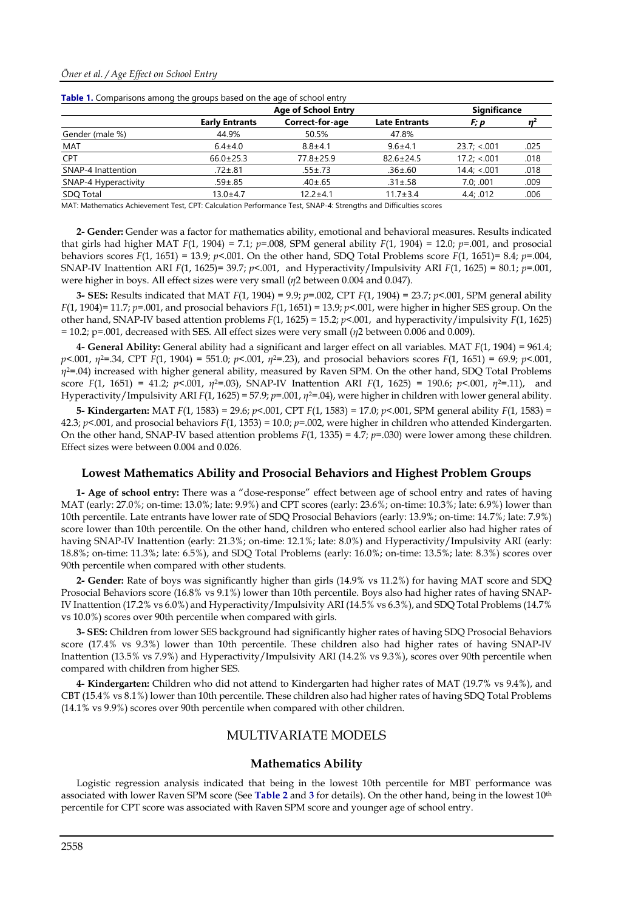**Table 1.** Comparisons among the groups based on the age of school entry

| | Age of School Entry | | | Significance | |
|---|---|---|---|---|---|
| | Early Entrants | Correct-for-age | Late Entrants | *F; p* | $\eta^2$ |
| Gender (male %) | 44.9% | 50.5% | 47.8% | | |
| MAT | 6.4±4.0 | 8.8±4.1 | 9.6±4.1 | 23.7; <.001 | .025 |
| CPT | 66.0±25.3 | 77.8±25.9 | 82.6±24.5 | 17.2; <.001 | .018 |
| SNAP-4 Inattention | .72±.81 | .55±.73 | .36±.60 | 14.4; <.001 | .018 |
| SNAP-4 Hyperactivity | .59±.85 | .40±.65 | .31±.58 | 7.0; .001 | .009 |
| SDQ Total | 13.0±4.7 | 12.2±4.1 | 11.7±3.4 | 4.4; .012 | .006 |

MAT: Mathematics Achievement Test, CPT: Calculation Performance Test, SNAP-4: Strengths and Difficulties scores

**2- Gender:** Gender was a factor for mathematics ability, emotional and behavioral measures. Results indicated that girls had higher MAT $F(1, 1904) = 7.1$; $p=.008$, SPM general ability $F(1, 1904) = 12.0$; $p=.001$, and prosocial behaviors scores $F(1, 1651) = 13.9$; $p<.001$. On the other hand, SDQ Total Problems score $F(1, 1651)= 8.4$; $p=.004$, SNAP-IV Inattention ARI $F(1, 1625)= 39.7$; $p<.001$, and Hyperactivity/Impulsivity ARI $F(1, 1625) = 80.1$; $p=.001$, were higher in boys. All effect sizes were very small ($\eta 2$ between 0.004 and 0.047).

**3- SES:** Results indicated that MAT $F(1, 1904) = 9.9$; $p=.002$, CPT $F(1, 1904) = 23.7$; $p<.001$, SPM general ability $F(1, 1904)= 11.7$; $p=.001$, and prosocial behaviors $F(1, 1651) = 13.9$; $p<.001$, were higher in higher SES group. On the other hand, SNAP-IV based attention problems $F(1, 1625) = 15.2$; $p<.001$, and hyperactivity/impulsivity $F(1, 1625) = 10.2$; p=.001, decreased with SES. All effect sizes were very small ($\eta 2$ between 0.006 and 0.009).

**4- General Ability:** General ability had a significant and larger effect on all variables. MAT $F(1, 1904) = 961.4$; $p<.001$, $\eta^2=.34$, CPT $F(1, 1904) = 551.0$; $p<.001$, $\eta^2=.23$), and prosocial behaviors scores $F(1, 1651) = 69.9$; $p<.001$, $\eta^2=.04$) increased with higher general ability, measured by Raven SPM. On the other hand, SDQ Total Problems score $F(1, 1651) = 41.2$; $p<.001$, $\eta^2=.03$), SNAP-IV Inattention ARI $F(1, 1625) = 190.6$; $p<.001$, $\eta^2=.11$), and Hyperactivity/Impulsivity ARI $F(1, 1625) = 57.9$; $p=.001$, $\eta^2=.04$), were higher in children with lower general ability.

**5- Kindergarten:** MAT $F(1, 1583) = 29.6$; $p<.001$, CPT $F(1, 1583) = 17.0$; $p<.001$, SPM general ability $F(1, 1583) = 42.3$; $p<.001$, and prosocial behaviors $F(1, 1353) = 10.0$; $p=.002$, were higher in children who attended Kindergarten. On the other hand, SNAP-IV based attention problems $F(1, 1335) = 4.7$; $p=.030$) were lower among these children. Effect sizes were between 0.004 and 0.026.

### Lowest Mathematics Ability and Prosocial Behaviors and Highest Problem Groups

**1- Age of school entry:** There was a "dose-response" effect between age of school entry and rates of having MAT (early: 27.0%; on-time: 13.0%; late: 9.9%) and CPT scores (early: 23.6%; on-time: 10.3%; late: 6.9%) lower than 10th percentile. Late entrants have lower rate of SDQ Prosocial Behaviors (early: 13.9%; on-time: 14.7%; late: 7.9%) score lower than 10th percentile. On the other hand, children who entered school earlier also had higher rates of having SNAP-IV Inattention (early: 21.3%; on-time: 12.1%; late: 8.0%) and Hyperactivity/Impulsivity ARI (early: 18.8%; on-time: 11.3%; late: 6.5%), and SDQ Total Problems (early: 16.0%; on-time: 13.5%; late: 8.3%) scores over 90th percentile when compared with other students.

**2- Gender:** Rate of boys was significantly higher than girls (14.9% vs 11.2%) for having MAT score and SDQ Prosocial Behaviors score (16.8% vs 9.1%) lower than 10th percentile. Boys also had higher rates of having SNAP-IV Inattention (17.2% vs 6.0%) and Hyperactivity/Impulsivity ARI (14.5% vs 6.3%), and SDQ Total Problems (14.7% vs 10.0%) scores over 90th percentile when compared with girls.

**3- SES:** Children from lower SES background had significantly higher rates of having SDQ Prosocial Behaviors score (17.4% vs 9.3%) lower than 10th percentile. These children also had higher rates of having SNAP-IV Inattention (13.5% vs 7.9%) and Hyperactivity/Impulsivity ARI (14.2% vs 9.3%), scores over 90th percentile when compared with children from higher SES.

**4- Kindergarten:** Children who did not attend to Kindergarten had higher rates of MAT (19.7% vs 9.4%), and CBT (15.4% vs 8.1%) lower than 10th percentile. These children also had higher rates of having SDQ Total Problems (14.1% vs 9.9%) scores over 90th percentile when compared with other children.

## MULTIVARIATE MODELS

### Mathematics Ability

Logistic regression analysis indicated that being in the lowest 10th percentile for MBT performance was associated with lower Raven SPM score (See **Table 2** and **3** for details). On the other hand, being in the lowest 10th percentile for CPT score was associated with Raven SPM score and younger age of school entry.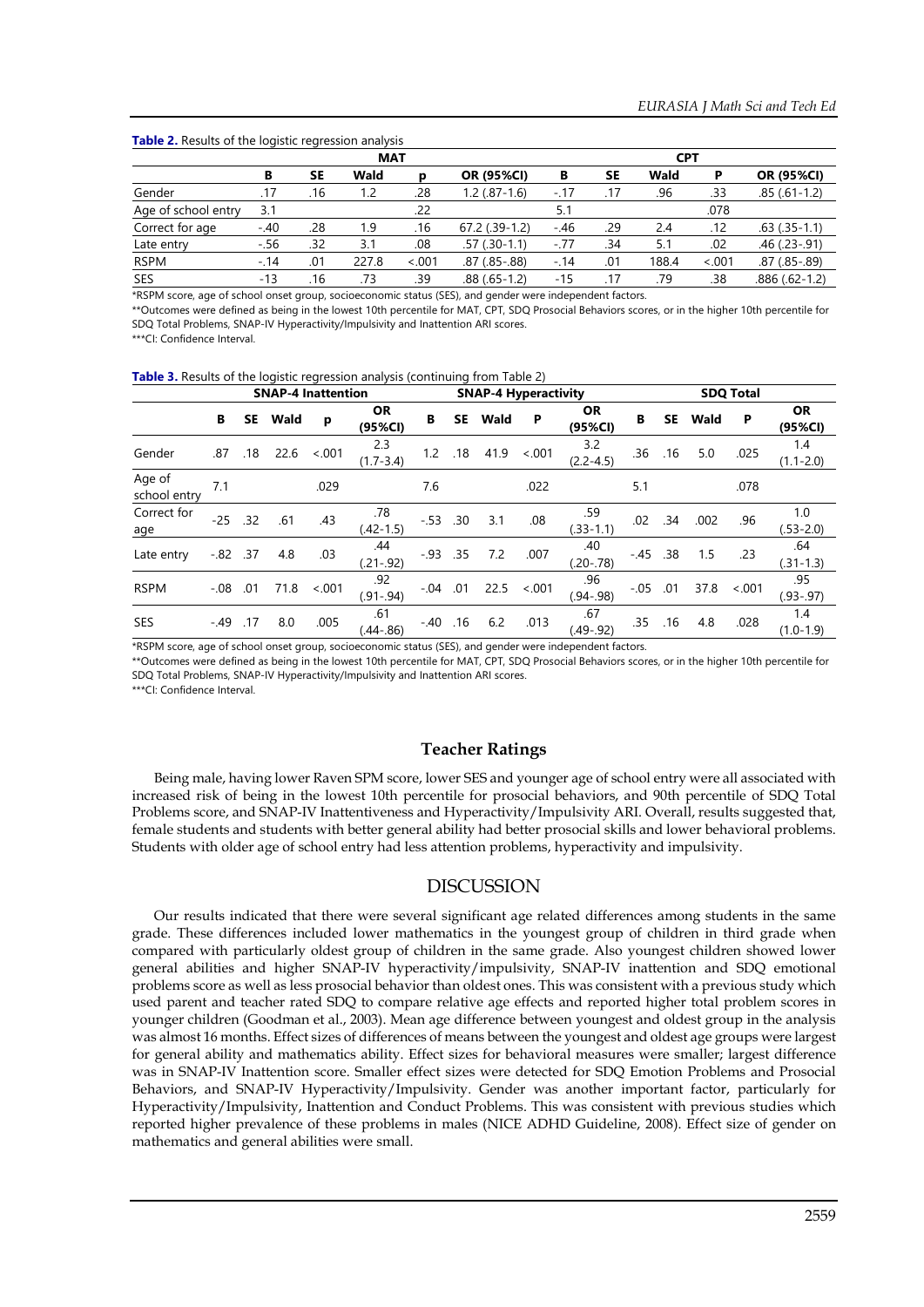**Table 2.** Results of the logistic regression analysis

| | MAT | | | | | CPT | | | | |
|---|---|---|---|---|---|---|---|---|---|---|
| | B | SE | Wald | p | OR (95%CI) | B | SE | Wald | P | OR (95%CI) |
| Gender | .17 | .16 | 1.2 | .28 | 1.2 (.87-1.6) | -.17 | .17 | .96 | .33 | .85 (.61-1.2) |
| Age of school entry | 3.1 | | | .22 | | 5.1 | | | .078 | |
| Correct for age | -.40 | .28 | 1.9 | .16 | 67.2 (.39-1.2) | -.46 | .29 | 2.4 | .12 | .63 (.35-1.1) |
| Late entry | -.56 | .32 | 3.1 | .08 | .57 (.30-1.1) | -.77 | .34 | 5.1 | .02 | .46 (.23-.91) |
| RSPM | -.14 | .01 | 227.8 | <.001 | .87 (.85-.88) | -.14 | .01 | 188.4 | <.001 | .87 (.85-.89) |
| SES | -13 | .16 | .73 | .39 | .88 (.65-1.2) | -15 | .17 | .79 | .38 | .886 (.62-1.2) |

*RSPM score, age of school onset group, socioeconomic status (SES), and gender were independent factors.

**Outcomes were defined as being in the lowest 10th percentile for MAT, CPT, SDQ Prosocial Behaviors scores, or in the higher 10th percentile for SDQ Total Problems, SNAP-IV Hyperactivity/Impulsivity and Inattention ARI scores.

***CI: Confidence Interval.

**Table 3.** Results of the logistic regression analysis (continuing from Table 2)

| | SNAP-4 Inattention | | | | | SNAP-4 Hyperactivity | | | | | SDQ Total | | | | |
|---|---|---|---|---|---|---|---|---|---|---|---|---|---|---|---|
| | B | SE | Wald | p | OR (95%CI) | B | SE | Wald | P | OR (95%CI) | B | SE | Wald | P | OR (95%CI) |
| Gender | .87 | .18 | 22.6 | <.001 | 2.3 (1.7-3.4) | 1.2 | .18 | 41.9 | <.001 | 3.2 (2.2-4.5) | .36 | .16 | 5.0 | .025 | 1.4 (1.1-2.0) |
| Age of school entry | 7.1 | | | .029 | | 7.6 | | | .022 | | 5.1 | | | .078 | |
| Correct for age | -25 | .32 | .61 | .43 | .78 (.42-1.5) | -.53 | .30 | 3.1 | .08 | .59 (.33-1.1) | .02 | .34 | .002 | .96 | 1.0 (.53-2.0) |
| Late entry | -.82 | .37 | 4.8 | .03 | .44 (.21-.92) | -.93 | .35 | 7.2 | .007 | .40 (.20-.78) | -.45 | .38 | 1.5 | .23 | .64 (.31-1.3) |
| RSPM | -.08 | .01 | 71.8 | <.001 | .92 (.91-.94) | -.04 | .01 | 22.5 | <.001 | .96 (.94-.98) | -.05 | .01 | 37.8 | <.001 | .95 (.93-.97) |
| SES | -.49 | .17 | 8.0 | .005 | .61 (.44-.86) | -.40 | .16 | 6.2 | .013 | .67 (.49-.92) | .35 | .16 | 4.8 | .028 | 1.4 (1.0-1.9) |

*RSPM score, age of school onset group, socioeconomic status (SES), and gender were independent factors.

**Outcomes were defined as being in the lowest 10th percentile for MAT, CPT, SDQ Prosocial Behaviors scores, or in the higher 10th percentile for SDQ Total Problems, SNAP-IV Hyperactivity/Impulsivity and Inattention ARI scores.

***CI: Confidence Interval.

### Teacher Ratings

Being male, having lower Raven SPM score, lower SES and younger age of school entry were all associated with increased risk of being in the lowest 10th percentile for prosocial behaviors, and 90th percentile of SDQ Total Problems score, and SNAP-IV Inattentiveness and Hyperactivity/Impulsivity ARI. Overall, results suggested that, female students and students with better general ability had better prosocial skills and lower behavioral problems. Students with older age of school entry had less attention problems, hyperactivity and impulsivity.

## DISCUSSION

Our results indicated that there were several significant age related differences among students in the same grade. These differences included lower mathematics in the youngest group of children in third grade when compared with particularly oldest group of children in the same grade. Also youngest children showed lower general abilities and higher SNAP-IV hyperactivity/impulsivity, SNAP-IV inattention and SDQ emotional problems score as well as less prosocial behavior than oldest ones. This was consistent with a previous study which used parent and teacher rated SDQ to compare relative age effects and reported higher total problem scores in younger children (Goodman et al., 2003). Mean age difference between youngest and oldest group in the analysis was almost 16 months. Effect sizes of differences of means between the youngest and oldest age groups were largest for general ability and mathematics ability. Effect sizes for behavioral measures were smaller; largest difference was in SNAP-IV Inattention score. Smaller effect sizes were detected for SDQ Emotion Problems and Prosocial Behaviors, and SNAP-IV Hyperactivity/Impulsivity. Gender was another important factor, particularly for Hyperactivity/Impulsivity, Inattention and Conduct Problems. This was consistent with previous studies which reported higher prevalence of these problems in males (NICE ADHD Guideline, 2008). Effect size of gender on mathematics and general abilities were small.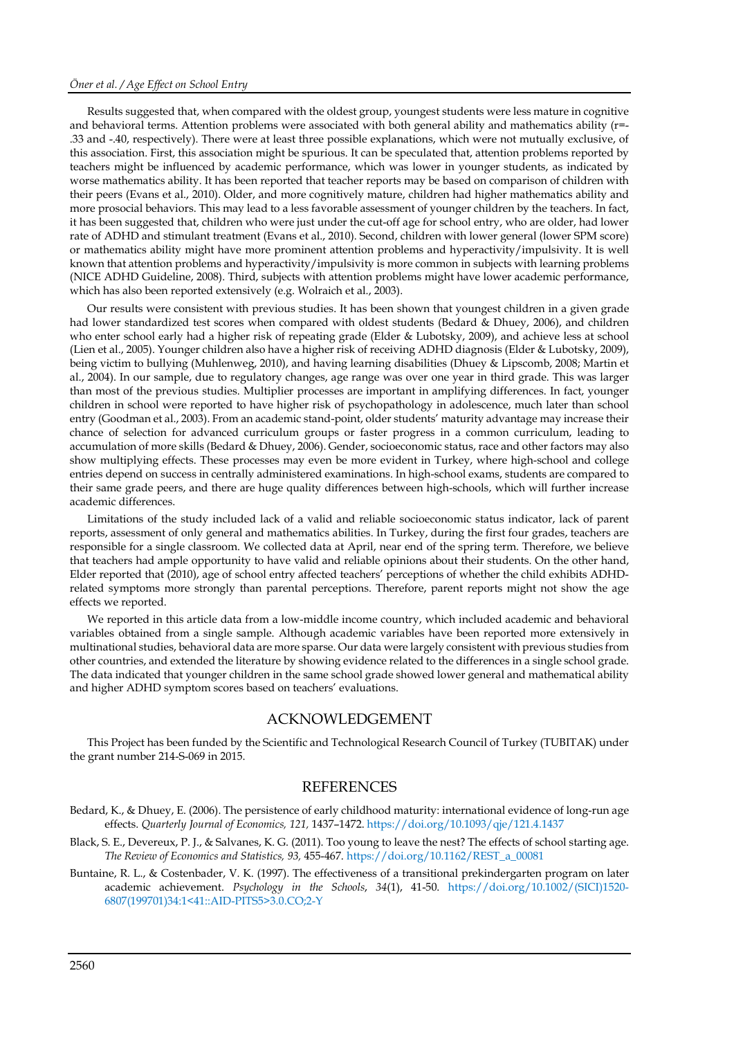Results suggested that, when compared with the oldest group, youngest students were less mature in cognitive and behavioral terms. Attention problems were associated with both general ability and mathematics ability (r=-.33 and -.40, respectively). There were at least three possible explanations, which were not mutually exclusive, of this association. First, this association might be spurious. It can be speculated that, attention problems reported by teachers might be influenced by academic performance, which was lower in younger students, as indicated by worse mathematics ability. It has been reported that teacher reports may be based on comparison of children with their peers (Evans et al., 2010). Older, and more cognitively mature, children had higher mathematics ability and more prosocial behaviors. This may lead to a less favorable assessment of younger children by the teachers. In fact, it has been suggested that, children who were just under the cut-off age for school entry, who are older, had lower rate of ADHD and stimulant treatment (Evans et al., 2010). Second, children with lower general (lower SPM score) or mathematics ability might have more prominent attention problems and hyperactivity/impulsivity. It is well known that attention problems and hyperactivity/impulsivity is more common in subjects with learning problems (NICE ADHD Guideline, 2008). Third, subjects with attention problems might have lower academic performance, which has also been reported extensively (e.g. Wolraich et al., 2003).

Our results were consistent with previous studies. It has been shown that youngest children in a given grade had lower standardized test scores when compared with oldest students (Bedard & Dhuey, 2006), and children who enter school early had a higher risk of repeating grade (Elder & Lubotsky, 2009), and achieve less at school (Lien et al., 2005). Younger children also have a higher risk of receiving ADHD diagnosis (Elder & Lubotsky, 2009), being victim to bullying (Muhlenweg, 2010), and having learning disabilities (Dhuey & Lipscomb, 2008; Martin et al., 2004). In our sample, due to regulatory changes, age range was over one year in third grade. This was larger than most of the previous studies. Multiplier processes are important in amplifying differences. In fact, younger children in school were reported to have higher risk of psychopathology in adolescence, much later than school entry (Goodman et al., 2003). From an academic stand-point, older students' maturity advantage may increase their chance of selection for advanced curriculum groups or faster progress in a common curriculum, leading to accumulation of more skills (Bedard & Dhuey, 2006). Gender, socioeconomic status, race and other factors may also show multiplying effects. These processes may even be more evident in Turkey, where high-school and college entries depend on success in centrally administered examinations. In high-school exams, students are compared to their same grade peers, and there are huge quality differences between high-schools, which will further increase academic differences.

Limitations of the study included lack of a valid and reliable socioeconomic status indicator, lack of parent reports, assessment of only general and mathematics abilities. In Turkey, during the first four grades, teachers are responsible for a single classroom. We collected data at April, near end of the spring term. Therefore, we believe that teachers had ample opportunity to have valid and reliable opinions about their students. On the other hand, Elder reported that (2010), age of school entry affected teachers' perceptions of whether the child exhibits ADHD-related symptoms more strongly than parental perceptions. Therefore, parent reports might not show the age effects we reported.

We reported in this article data from a low-middle income country, which included academic and behavioral variables obtained from a single sample. Although academic variables have been reported more extensively in multinational studies, behavioral data are more sparse. Our data were largely consistent with previous studies from other countries, and extended the literature by showing evidence related to the differences in a single school grade. The data indicated that younger children in the same school grade showed lower general and mathematical ability and higher ADHD symptom scores based on teachers' evaluations.

## ACKNOWLEDGEMENT

This Project has been funded by the Scientific and Technological Research Council of Turkey (TUBITAK) under the grant number 214-S-069 in 2015.

## REFERENCES

Bedard, K., & Dhuey, E. (2006). The persistence of early childhood maturity: international evidence of long-run age effects. *Quarterly Journal of Economics, 121,* 1437–1472. https://doi.org/10.1093/qje/121.4.1437

Black, S. E., Devereux, P. J., & Salvanes, K. G. (2011). Too young to leave the nest? The effects of school starting age. *The Review of Economics and Statistics, 93,* 455-467. https://doi.org/10.1162/REST_a_00081

Buntaine, R. L., & Costenbader, V. K. (1997). The effectiveness of a transitional prekindergarten program on later academic achievement. *Psychology in the Schools, 34*(1), 41-50. https://doi.org/10.1002/(SICI)1520-6807(199701)34:1<41::AID-PITS5>3.0.CO;2-Y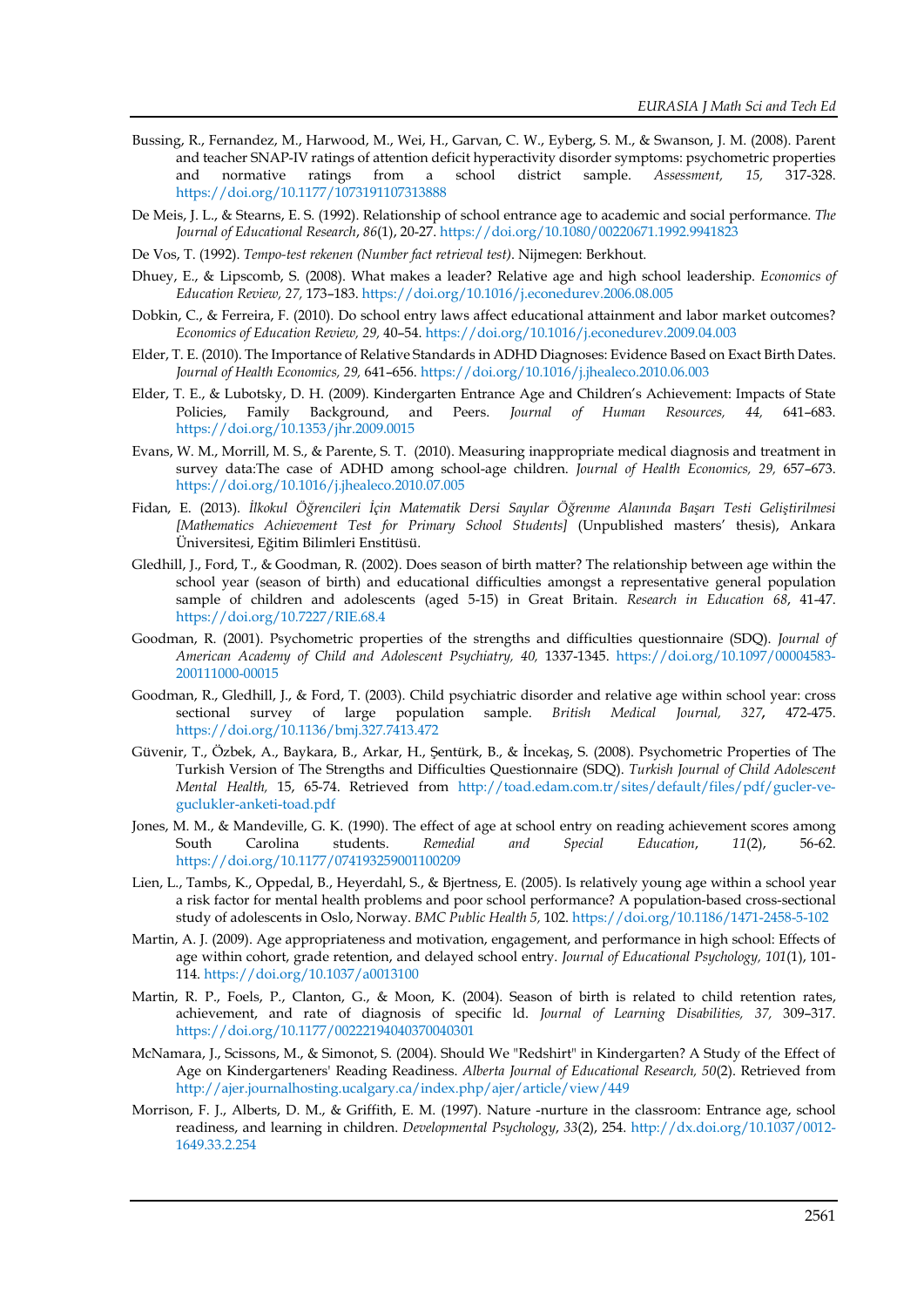Bussing, R., Fernandez, M., Harwood, M., Wei, H., Garvan, C. W., Eyberg, S. M., & Swanson, J. M. (2008). Parent and teacher SNAP-IV ratings of attention deficit hyperactivity disorder symptoms: psychometric properties and normative ratings from a school district sample. *Assessment, 15,* 317-328. https://doi.org/10.1177/1073191107313888

De Meis, J. L., & Stearns, E. S. (1992). Relationship of school entrance age to academic and social performance. *The Journal of Educational Research*, *86*(1), 20-27. https://doi.org/10.1080/00220671.1992.9941823

De Vos, T. (1992). *Tempo-test rekenen (Number fact retrieval test)*. Nijmegen: Berkhout.

Dhuey, E., & Lipscomb, S. (2008). What makes a leader? Relative age and high school leadership. *Economics of Education Review, 27,* 173–183. https://doi.org/10.1016/j.econedurev.2006.08.005

Dobkin, C., & Ferreira, F. (2010). Do school entry laws affect educational attainment and labor market outcomes? *Economics of Education Review, 29,* 40–54. https://doi.org/10.1016/j.econedurev.2009.04.003

Elder, T. E. (2010). The Importance of Relative Standards in ADHD Diagnoses: Evidence Based on Exact Birth Dates. *Journal of Health Economics, 29,* 641–656. https://doi.org/10.1016/j.jhealeco.2010.06.003

Elder, T. E., & Lubotsky, D. H. (2009). Kindergarten Entrance Age and Children's Achievement: Impacts of State Policies, Family Background, and Peers. *Journal of Human Resources, 44,* 641–683. https://doi.org/10.1353/jhr.2009.0015

Evans, W. M., Morrill, M. S., & Parente, S. T. (2010). Measuring inappropriate medical diagnosis and treatment in survey data:The case of ADHD among school-age children. *Journal of Health Economics, 29,* 657–673. https://doi.org/10.1016/j.jhealeco.2010.07.005

Fidan, E. (2013). *İlkokul Öğrencileri İçin Matematik Dersi Sayılar Öğrenme Alanında Başarı Testi Geliştirilmesi [Mathematics Achievement Test for Primary School Students]* (Unpublished masters' thesis), Ankara Üniversitesi, Eğitim Bilimleri Enstitüsü.

Gledhill, J., Ford, T., & Goodman, R. (2002). Does season of birth matter? The relationship between age within the school year (season of birth) and educational difficulties amongst a representative general population sample of children and adolescents (aged 5-15) in Great Britain. *Research in Education 68*, 41-47. https://doi.org/10.7227/RIE.68.4

Goodman, R. (2001). Psychometric properties of the strengths and difficulties questionnaire (SDQ). *Journal of American Academy of Child and Adolescent Psychiatry, 40,* 1337-1345. https://doi.org/10.1097/00004583-200111000-00015

Goodman, R., Gledhill, J., & Ford, T. (2003). Child psychiatric disorder and relative age within school year: cross sectional survey of large population sample. *British Medical Journal, 327***,** 472-475. https://doi.org/10.1136/bmj.327.7413.472

Güvenir, T., Özbek, A., Baykara, B., Arkar, H., Şentürk, B., & İncekaş, S. (2008). Psychometric Properties of The Turkish Version of The Strengths and Difficulties Questionnaire (SDQ). *Turkish Journal of Child Adolescent Mental Health,* 15, 65-74. Retrieved from http://toad.edam.com.tr/sites/default/files/pdf/gucler-ve-guclukler-anketi-toad.pdf

Jones, M. M., & Mandeville, G. K. (1990). The effect of age at school entry on reading achievement scores among South Carolina students. *Remedial and Special Education*, *11*(2), 56-62. https://doi.org/10.1177/074193259001100209

Lien, L., Tambs, K., Oppedal, B., Heyerdahl, S., & Bjertness, E. (2005). Is relatively young age within a school year a risk factor for mental health problems and poor school performance? A population-based cross-sectional study of adolescents in Oslo, Norway. *BMC Public Health 5,* 102. https://doi.org/10.1186/1471-2458-5-102

Martin, A. J. (2009). Age appropriateness and motivation, engagement, and performance in high school: Effects of age within cohort, grade retention, and delayed school entry. *Journal of Educational Psychology, 101*(1), 101-114. https://doi.org/10.1037/a0013100

Martin, R. P., Foels, P., Clanton, G., & Moon, K. (2004). Season of birth is related to child retention rates, achievement, and rate of diagnosis of specific ld. *Journal of Learning Disabilities, 37,* 309–317. https://doi.org/10.1177/00222194040370040301

McNamara, J., Scissons, M., & Simonot, S. (2004). Should We "Redshirt" in Kindergarten? A Study of the Effect of Age on Kindergarteners' Reading Readiness. *Alberta Journal of Educational Research, 50*(2). Retrieved from http://ajer.journalhosting.ucalgary.ca/index.php/ajer/article/view/449

Morrison, F. J., Alberts, D. M., & Griffith, E. M. (1997). Nature -nurture in the classroom: Entrance age, school readiness, and learning in children. *Developmental Psychology*, *33*(2), 254. http://dx.doi.org/10.1037/0012-1649.33.2.254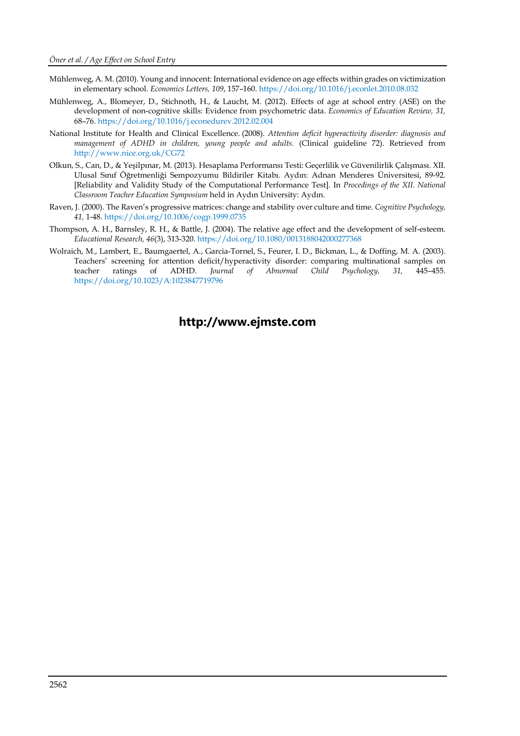Mühlenweg, A. M. (2010). Young and innocent: International evidence on age effects within grades on victimization in elementary school. *Economics Letters, 109*, 157–160. https://doi.org/10.1016/j.econlet.2010.08.032

Mühlenweg, A., Blomeyer, D., Stichnoth, H., & Laucht, M. (2012). Effects of age at school entry (ASE) on the development of non-cognitive skills: Evidence from psychometric data. *Economics of Education Review, 31,* 68–76. https://doi.org/10.1016/j.econedurev.2012.02.004

National Institute for Health and Clinical Excellence. (2008). *Attention deficit hyperactivity disorder: diagnosis and management of ADHD in children, young people and adults.* (Clinical guideline 72). Retrieved from http://www.nice.org.uk/CG72

Olkun, S., Can, D., & Yeşilpınar, M. (2013). Hesaplama Performansı Testi: Geçerlilik ve Güvenilirlik Çalışması. XII. Ulusal Sınıf Öğretmenliği Sempozyumu Bildiriler Kitabı. Aydın: Adnan Menderes Üniversitesi, 89-92. [Reliability and Validity Study of the Computational Performance Test]. In *Procedings of the XII. National Classroom Teacher Education Symposium* held in Aydın University: Aydın.

Raven, J. (2000). The Raven's progressive matrices: change and stability over culture and time. *Cognitive Psychology, 41,* 1-48. https://doi.org/10.1006/cogp.1999.0735

Thompson, A. H., Barnsley, R. H., & Battle, J. (2004). The relative age effect and the development of self-esteem. *Educational Research, 46*(3), 313-320. https://doi.org/10.1080/0013188042000277368

Wolraich, M., Lambert, E., Baumgaertel, A., Garcia-Tornel, S., Feurer, I. D., Bickman, L., & Doffing, M. A. (2003). Teachers' screening for attention deficit/hyperactivity disorder: comparing multinational samples on teacher ratings of ADHD. *Journal of Abnormal Child Psychology, 31,* 445–455. https://doi.org/10.1023/A:1023847719796

**http://www.ejmste.com**